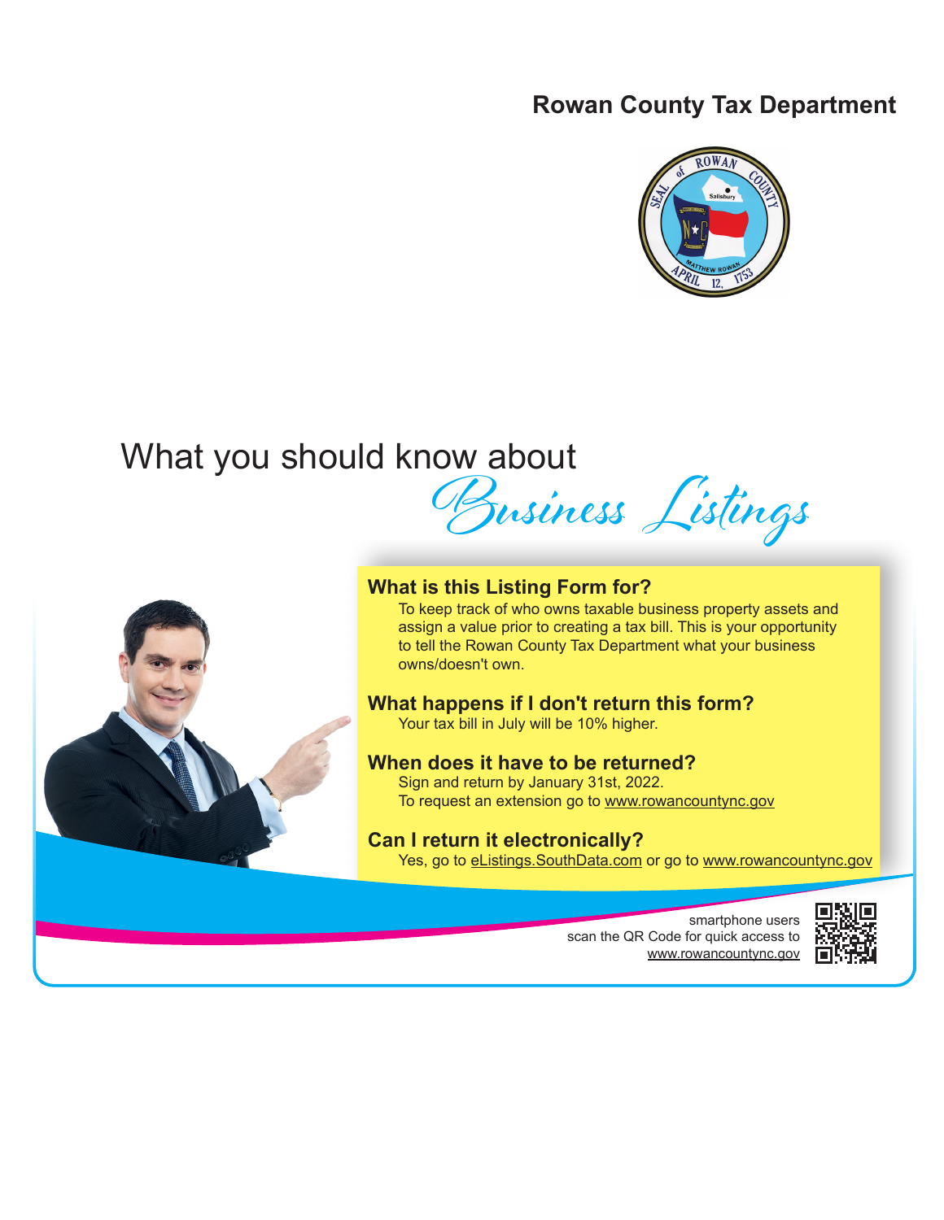**Rowan County Tax Department**

# What you should know about *Business Listings*

### What is this Listing Form for?

To keep track of who owns taxable business property assets and assign a value prior to creating a tax bill. This is your opportunity to tell the Rowan County Tax Department what your business owns/doesn't own.

### What happens if I don't return this form?

Your tax bill in July will be 10% higher.

### When does it have to be returned?

Sign and return by January 31st, 2022.
To request an extension go to www.rowancountync.gov

### Can I return it electronically?

Yes, go to eListings.SouthData.com or go to www.rowancountync.gov

smartphone users
scan the QR Code for quick access to
www.rowancountync.gov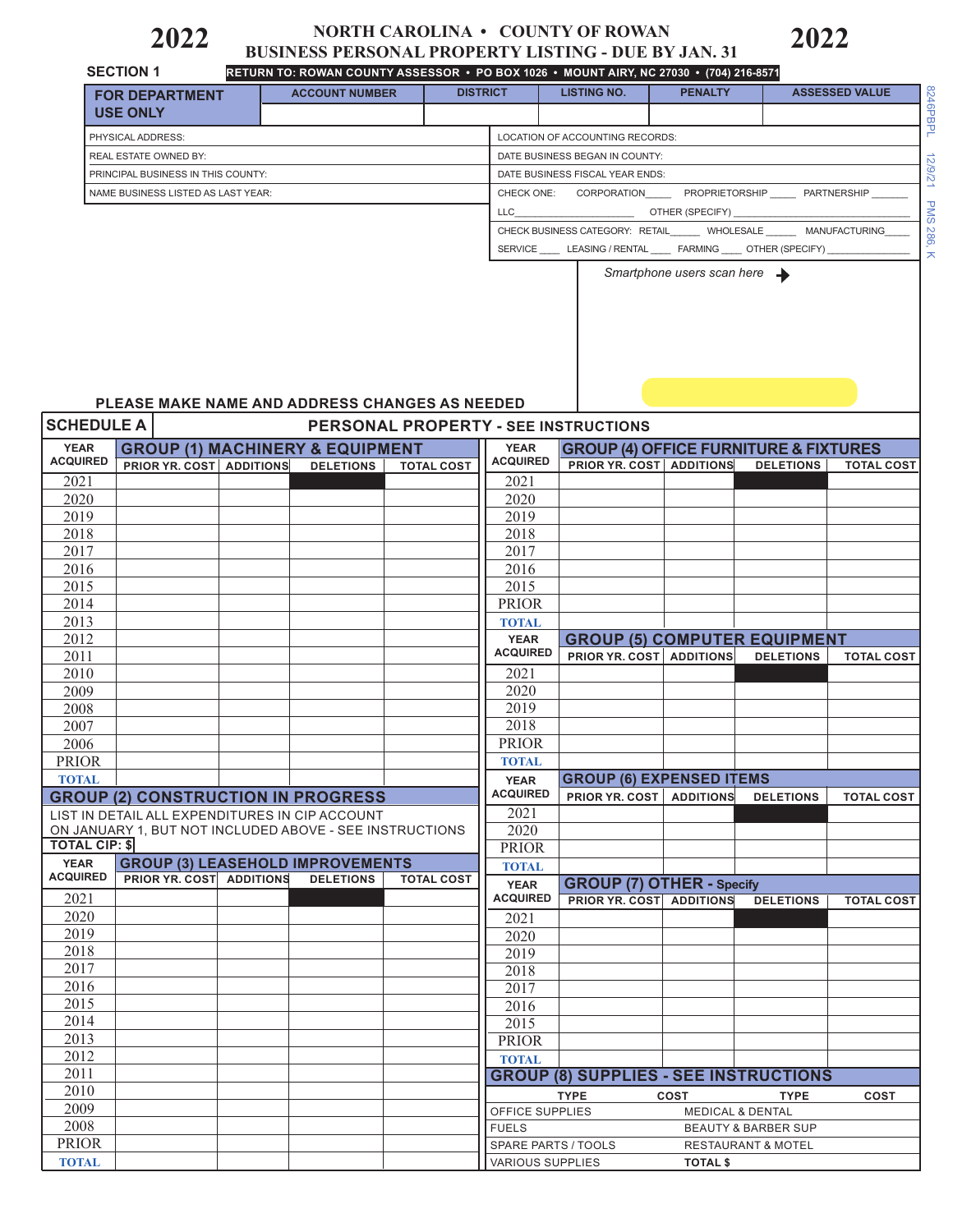# 2022 NORTH CAROLINA • COUNTY OF ROWAN 2022

## BUSINESS PERSONAL PROPERTY LISTING - DUE BY JAN. 31

**SECTION 1** RETURN TO: ROWAN COUNTY ASSESSOR • PO BOX 1026 • MOUNT AIRY, NC 27030 • (704) 216-8571

| FOR DEPARTMENT USE ONLY | ACCOUNT NUMBER | DISTRICT | LISTING NO. | PENALTY | ASSESSED VALUE |
|---|---|---|---|---|---|
| | | | | | |

8246PBPL 12/9/21 PMS 286, K

| | |
|---|---|
| PHYSICAL ADDRESS: | LOCATION OF ACCOUNTING RECORDS: |
| REAL ESTATE OWNED BY: | DATE BUSINESS BEGAN IN COUNTY: |
| PRINCIPAL BUSINESS IN THIS COUNTY: | DATE BUSINESS FISCAL YEAR ENDS: |
| NAME BUSINESS LISTED AS LAST YEAR: | CHECK ONE: CORPORATION____ PROPRIETORSHIP ____ PARTNERSHIP ______ LLC____________________ OTHER (SPECIFY) ____________ |
| | CHECK BUSINESS CATEGORY: RETAIL_____ WHOLESALE _____ MANUFACTURING____ SERVICE ____ LEASING / RENTAL ____ FARMING ____ OTHER (SPECIFY) __________ |

*Smartphone users scan here* →

**PLEASE MAKE NAME AND ADDRESS CHANGES AS NEEDED**

## SCHEDULE A — PERSONAL PROPERTY - SEE INSTRUCTIONS

### GROUP (1) MACHINERY & EQUIPMENT

| YEAR ACQUIRED | PRIOR YR. COST | ADDITIONS | DELETIONS | TOTAL COST |
|---|---|---|---|---|
| 2021 | | | | |
| 2020 | | | | |
| 2019 | | | | |
| 2018 | | | | |
| 2017 | | | | |
| 2016 | | | | |
| 2015 | | | | |
| 2014 | | | | |
| 2013 | | | | |
| 2012 | | | | |
| 2011 | | | | |
| 2010 | | | | |
| 2009 | | | | |
| 2008 | | | | |
| 2007 | | | | |
| 2006 | | | | |
| PRIOR | | | | |
| TOTAL | | | | |

### GROUP (2) CONSTRUCTION IN PROGRESS

LIST IN DETAIL ALL EXPENDITURES IN CIP ACCOUNT ON JANUARY 1, BUT NOT INCLUDED ABOVE - SEE INSTRUCTIONS

**TOTAL CIP: $**

### GROUP (3) LEASEHOLD IMPROVEMENTS

| YEAR ACQUIRED | PRIOR YR. COST | ADDITIONS | DELETIONS | TOTAL COST |
|---|---|---|---|---|
| 2021 | | | | |
| 2020 | | | | |
| 2019 | | | | |
| 2018 | | | | |
| 2017 | | | | |
| 2016 | | | | |
| 2015 | | | | |
| 2014 | | | | |
| 2013 | | | | |
| 2012 | | | | |
| 2011 | | | | |
| 2010 | | | | |
| 2009 | | | | |
| 2008 | | | | |
| PRIOR | | | | |
| TOTAL | | | | |

### GROUP (4) OFFICE FURNITURE & FIXTURES

| YEAR ACQUIRED | PRIOR YR. COST | ADDITIONS | DELETIONS | TOTAL COST |
|---|---|---|---|---|
| 2021 | | | | |
| 2020 | | | | |
| 2019 | | | | |
| 2018 | | | | |
| 2017 | | | | |
| 2016 | | | | |
| 2015 | | | | |
| PRIOR | | | | |
| TOTAL | | | | |

### GROUP (5) COMPUTER EQUIPMENT

| YEAR ACQUIRED | PRIOR YR. COST | ADDITIONS | DELETIONS | TOTAL COST |
|---|---|---|---|---|
| 2021 | | | | |
| 2020 | | | | |
| 2019 | | | | |
| 2018 | | | | |
| PRIOR | | | | |
| TOTAL | | | | |

### GROUP (6) EXPENSED ITEMS

| YEAR ACQUIRED | PRIOR YR. COST | ADDITIONS | DELETIONS | TOTAL COST |
|---|---|---|---|---|
| 2021 | | | | |
| 2020 | | | | |
| PRIOR | | | | |
| TOTAL | | | | |

### GROUP (7) OTHER - Specify

| YEAR ACQUIRED | PRIOR YR. COST | ADDITIONS | DELETIONS | TOTAL COST |
|---|---|---|---|---|
| 2021 | | | | |
| 2020 | | | | |
| 2019 | | | | |
| 2018 | | | | |
| 2017 | | | | |
| 2016 | | | | |
| 2015 | | | | |
| PRIOR | | | | |
| TOTAL | | | | |

### GROUP (8) SUPPLIES - SEE INSTRUCTIONS

| TYPE | COST | TYPE | COST |
|---|---|---|---|
| OFFICE SUPPLIES | | MEDICAL & DENTAL | |
| FUELS | | BEAUTY & BARBER SUP | |
| SPARE PARTS / TOOLS | | RESTAURANT & MOTEL | |
| VARIOUS SUPPLIES | | TOTAL $ | |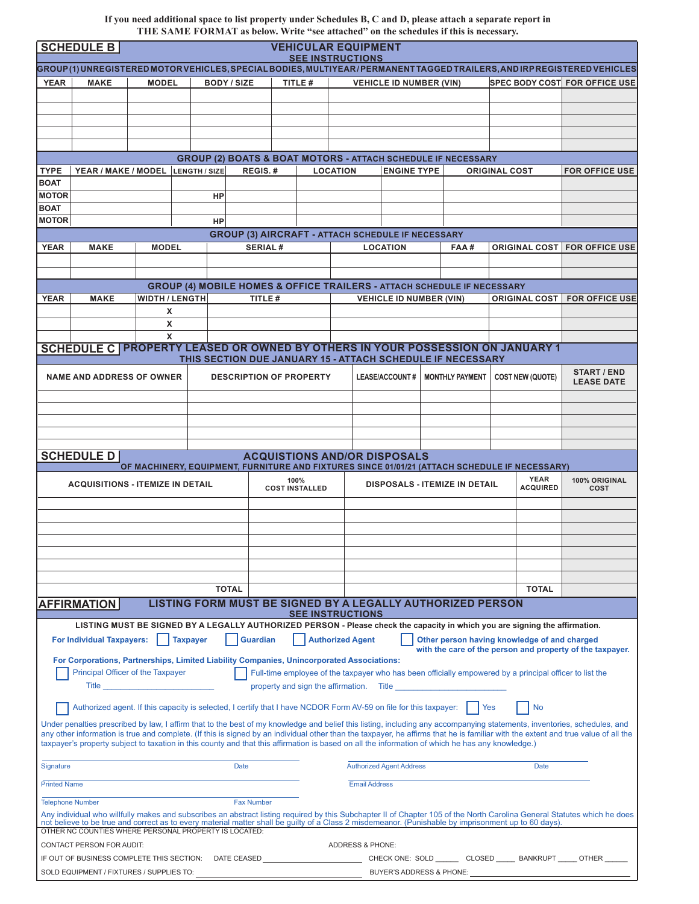**If you need additional space to list property under Schedules B, C and D, please attach a separate report in THE SAME FORMAT as below. Write "see attached" on the schedules if this is necessary.**

## SCHEDULE B — VEHICULAR EQUIPMENT

SEE INSTRUCTIONS

### GROUP (1) UNREGISTERED MOTOR VEHICLES, SPECIAL BODIES, MULTIYEAR / PERMANENT TAGGED TRAILERS, AND IRP REGISTERED VEHICLES

| YEAR | MAKE | MODEL | BODY / SIZE | TITLE # | VEHICLE ID NUMBER (VIN) | SPEC BODY COST | FOR OFFICE USE |
|---|---|---|---|---|---|---|---|
| | | | | | | | |
| | | | | | | | |
| | | | | | | | |
| | | | | | | | |
| | | | | | | | |

### GROUP (2) BOATS & BOAT MOTORS - ATTACH SCHEDULE IF NECESSARY

| TYPE | YEAR / MAKE / MODEL | LENGTH / SIZE | REGIS. # | LOCATION | ENGINE TYPE | ORIGINAL COST | FOR OFFICE USE |
|---|---|---|---|---|---|---|---|
| BOAT | | | | | | | |
| MOTOR | | HP | | | | | |
| BOAT | | | | | | | |
| MOTOR | | HP | | | | | |

### GROUP (3) AIRCRAFT - ATTACH SCHEDULE IF NECESSARY

| YEAR | MAKE | MODEL | SERIAL # | LOCATION | FAA # | ORIGINAL COST | FOR OFFICE USE |
|---|---|---|---|---|---|---|---|
| | | | | | | | |
| | | | | | | | |

### GROUP (4) MOBILE HOMES & OFFICE TRAILERS - ATTACH SCHEDULE IF NECESSARY

| YEAR | MAKE | WIDTH / LENGTH | TITLE # | VEHICLE ID NUMBER (VIN) | ORIGINAL COST | FOR OFFICE USE |
|---|---|---|---|---|---|---|
| | | X | | | | |
| | | X | | | | |
| | | X | | | | |

## SCHEDULE C — PROPERTY LEASED OR OWNED BY OTHERS IN YOUR POSSESSION ON JANUARY 1

THIS SECTION DUE JANUARY 15 - ATTACH SCHEDULE IF NECESSARY

| NAME AND ADDRESS OF OWNER | DESCRIPTION OF PROPERTY | LEASE/ACCOUNT # | MONTHLY PAYMENT | COST NEW (QUOTE) | START / END LEASE DATE |
|---|---|---|---|---|---|
| | | | | | |
| | | | | | |
| | | | | | |
| | | | | | |
| | | | | | |

## SCHEDULE D — ACQUISTIONS AND/OR DISPOSALS

OF MACHINERY, EQUIPMENT, FURNITURE AND FIXTURES SINCE 01/01/21 (ATTACH SCHEDULE IF NECESSARY)

| ACQUISITIONS - ITEMIZE IN DETAIL | 100% COST INSTALLED | DISPOSALS - ITEMIZE IN DETAIL | YEAR ACQUIRED | 100% ORIGINAL COST |
|---|---|---|---|---|
| | | | | |
| | | | | |
| | | | | |
| | | | | |
| | | | | |
| | | | | |
| | | | | |
| TOTAL | | | TOTAL | |

## AFFIRMATION — LISTING FORM MUST BE SIGNED BY A LEGALLY AUTHORIZED PERSON

SEE INSTRUCTIONS

**LISTING MUST BE SIGNED BY A LEGALLY AUTHORIZED PERSON - Please check the capacity in which you are signing the affirmation.**

**For Individual Taxpayers:** ☐ Taxpayer ☐ Guardian ☐ Authorized Agent ☐ Other person having knowledge of and charged with the care of the person and property of the taxpayer.

**For Corporations, Partnerships, Limited Liability Companies, Unincorporated Associations:**

☐ Principal Officer of the Taxpayer
Title ________________________

☐ Full-time employee of the taxpayer who has been officially empowered by a principal officer to list the property and sign the affirmation. Title ________________________

☐ Authorized agent. If this capacity is selected, I certify that I have NCDOR Form AV-59 on file for this taxpayer: ☐ Yes ☐ No

Under penalties prescribed by law, I affirm that to the best of my knowledge and belief this listing, including any accompanying statements, inventories, schedules, and any other information is true and complete. (If this is signed by an individual other than the taxpayer, he affirms that he is familiar with the extent and true value of all the taxpayer's property subject to taxation in this county and that this affirmation is based on all the information of which he has any knowledge.)

Signature ____________________ Date ________  Authorized Agent Address ____________________ Date ________

Printed Name ____________________  Email Address ____________________

Telephone Number ____________________ Fax Number ____________________

Any individual who willfully makes and subscribes an abstract listing required by this Subchapter II of Chapter 105 of the North Carolina General Statutes which he does not believe to be true and correct as to every material matter shall be guilty of a Class 2 misdemeanor. (Punishable by imprisonment up to 60 days).

OTHER NC COUNTIES WHERE PERSONAL PROPERTY IS LOCATED:

CONTACT PERSON FOR AUDIT: ADDRESS & PHONE:

IF OUT OF BUSINESS COMPLETE THIS SECTION: DATE CEASED ____________________ CHECK ONE: SOLD ______ CLOSED _____ BANKRUPT _____ OTHER ______

SOLD EQUIPMENT / FIXTURES / SUPPLIES TO: ____________________ BUYER'S ADDRESS & PHONE: ____________________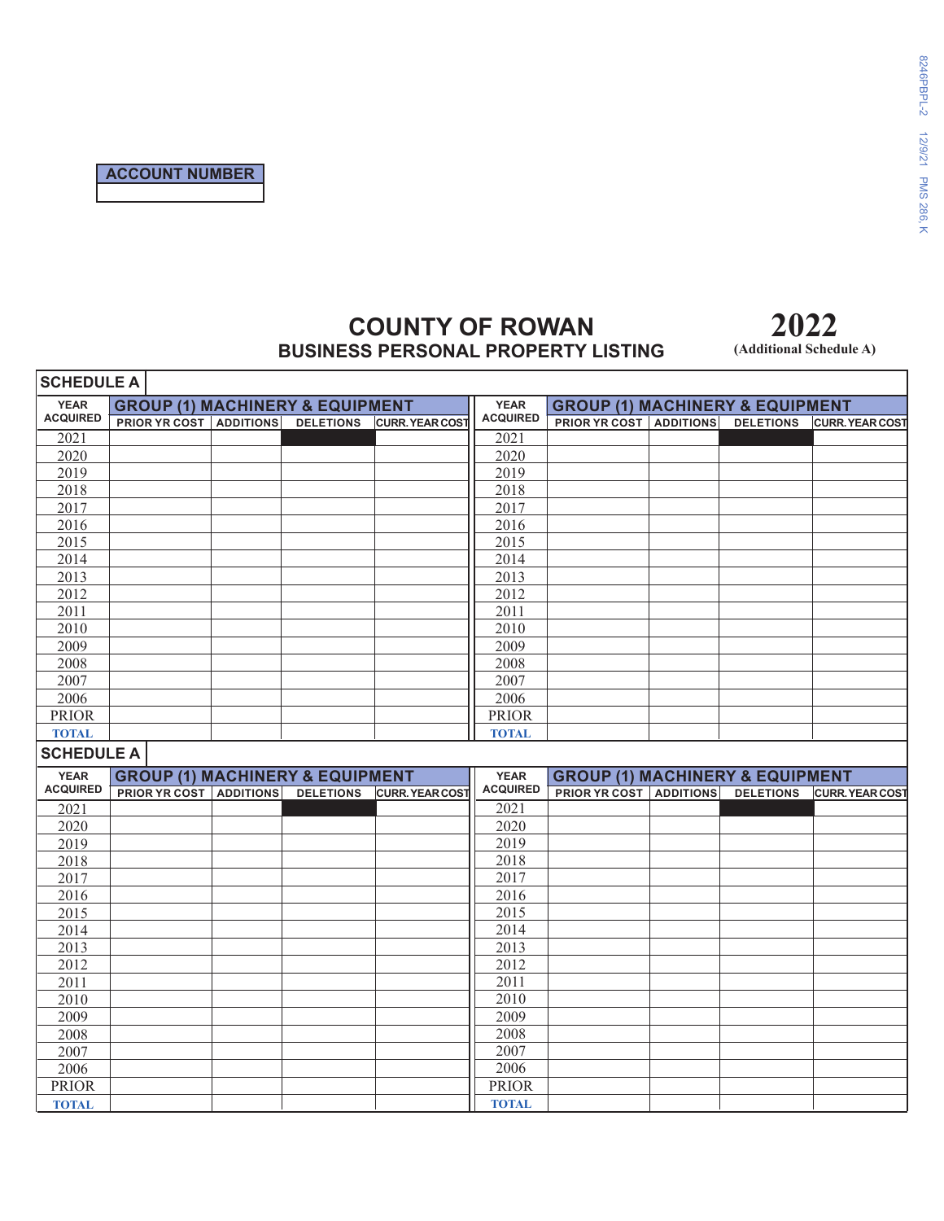**ACCOUNT NUMBER**

# COUNTY OF ROWAN

## BUSINESS PERSONAL PROPERTY LISTING

**2022**

**(Additional Schedule A)**

**SCHEDULE A**

| YEAR ACQUIRED | GROUP (1) MACHINERY & EQUIPMENT | | | | YEAR ACQUIRED | GROUP (1) MACHINERY & EQUIPMENT | | | |
|---|---|---|---|---|---|---|---|---|---|
| | PRIOR YR COST | ADDITIONS | DELETIONS | CURR. YEAR COST | | PRIOR YR COST | ADDITIONS | DELETIONS | CURR. YEAR COST |
| 2021 | | | | | 2021 | | | | |
| 2020 | | | | | 2020 | | | | |
| 2019 | | | | | 2019 | | | | |
| 2018 | | | | | 2018 | | | | |
| 2017 | | | | | 2017 | | | | |
| 2016 | | | | | 2016 | | | | |
| 2015 | | | | | 2015 | | | | |
| 2014 | | | | | 2014 | | | | |
| 2013 | | | | | 2013 | | | | |
| 2012 | | | | | 2012 | | | | |
| 2011 | | | | | 2011 | | | | |
| 2010 | | | | | 2010 | | | | |
| 2009 | | | | | 2009 | | | | |
| 2008 | | | | | 2008 | | | | |
| 2007 | | | | | 2007 | | | | |
| 2006 | | | | | 2006 | | | | |
| PRIOR | | | | | PRIOR | | | | |
| TOTAL | | | | | TOTAL | | | | |

**SCHEDULE A**

| YEAR ACQUIRED | GROUP (1) MACHINERY & EQUIPMENT | | | | YEAR ACQUIRED | GROUP (1) MACHINERY & EQUIPMENT | | | |
|---|---|---|---|---|---|---|---|---|---|
| | PRIOR YR COST | ADDITIONS | DELETIONS | CURR. YEAR COST | | PRIOR YR COST | ADDITIONS | DELETIONS | CURR. YEAR COST |
| 2021 | | | | | 2021 | | | | |
| 2020 | | | | | 2020 | | | | |
| 2019 | | | | | 2019 | | | | |
| 2018 | | | | | 2018 | | | | |
| 2017 | | | | | 2017 | | | | |
| 2016 | | | | | 2016 | | | | |
| 2015 | | | | | 2015 | | | | |
| 2014 | | | | | 2014 | | | | |
| 2013 | | | | | 2013 | | | | |
| 2012 | | | | | 2012 | | | | |
| 2011 | | | | | 2011 | | | | |
| 2010 | | | | | 2010 | | | | |
| 2009 | | | | | 2009 | | | | |
| 2008 | | | | | 2008 | | | | |
| 2007 | | | | | 2007 | | | | |
| 2006 | | | | | 2006 | | | | |
| PRIOR | | | | | PRIOR | | | | |
| TOTAL | | | | | TOTAL | | | | |

8246PBPL-2 12/9/21 PMS 286, K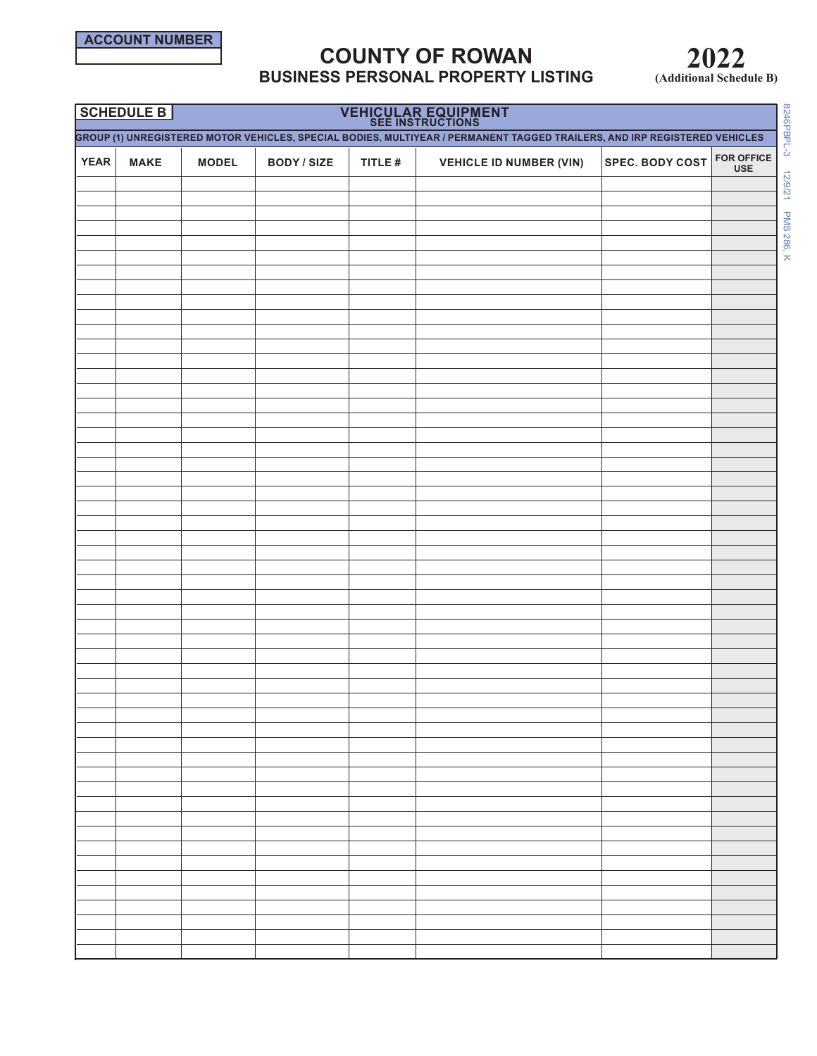| ACCOUNT NUMBER |
| --- |
| |

# COUNTY OF ROWAN
## BUSINESS PERSONAL PROPERTY LISTING

**2022**
**(Additional Schedule B)**

**SCHEDULE B** — **VEHICULAR EQUIPMENT**
SEE INSTRUCTIONS

**GROUP (1) UNREGISTERED MOTOR VEHICLES, SPECIAL BODIES, MULTIYEAR / PERMANENT TAGGED TRAILERS, AND IRP REGISTERED VEHICLES**

| YEAR | MAKE | MODEL | BODY / SIZE | TITLE # | VEHICLE ID NUMBER (VIN) | SPEC. BODY COST | FOR OFFICE USE |
| --- | --- | --- | --- | --- | --- | --- | --- |
| | | | | | | | |
| | | | | | | | |
| | | | | | | | |
| | | | | | | | |
| | | | | | | | |
| | | | | | | | |
| | | | | | | | |
| | | | | | | | |
| | | | | | | | |
| | | | | | | | |
| | | | | | | | |
| | | | | | | | |
| | | | | | | | |
| | | | | | | | |
| | | | | | | | |
| | | | | | | | |
| | | | | | | | |
| | | | | | | | |
| | | | | | | | |
| | | | | | | | |
| | | | | | | | |
| | | | | | | | |
| | | | | | | | |
| | | | | | | | |
| | | | | | | | |
| | | | | | | | |
| | | | | | | | |
| | | | | | | | |
| | | | | | | | |
| | | | | | | | |
| | | | | | | | |
| | | | | | | | |
| | | | | | | | |
| | | | | | | | |
| | | | | | | | |
| | | | | | | | |
| | | | | | | | |
| | | | | | | | |
| | | | | | | | |
| | | | | | | | |
| | | | | | | | |
| | | | | | | | |
| | | | | | | | |
| | | | | | | | |
| | | | | | | | |
| | | | | | | | |
| | | | | | | | |
| | | | | | | | |
| | | | | | | | |
| | | | | | | | |
| | | | | | | | |
| | | | | | | | |

8246PBPL-3 12/9/21 PMS 286, K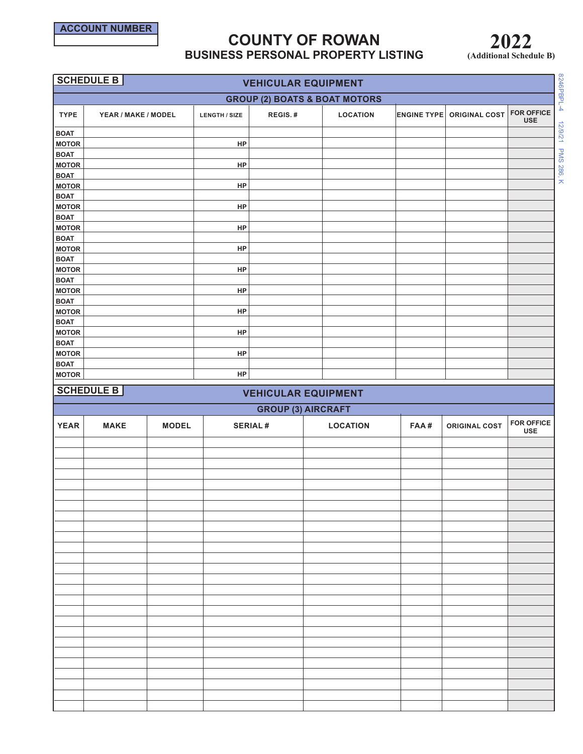**ACCOUNT NUMBER**

# COUNTY OF ROWAN
## BUSINESS PERSONAL PROPERTY LISTING

**2022**
**(Additional Schedule B)**

8246PBPL-4 12/9/21 PMS 286, K

**SCHEDULE B** — **VEHICULAR EQUIPMENT**

**GROUP (2) BOATS & BOAT MOTORS**

| TYPE | YEAR / MAKE / MODEL | LENGTH / SIZE | REGIS. # | LOCATION | ENGINE TYPE | ORIGINAL COST | FOR OFFICE USE |
|---|---|---|---|---|---|---|---|
| BOAT | | | | | | | |
| MOTOR | | HP | | | | | |
| BOAT | | | | | | | |
| MOTOR | | HP | | | | | |
| BOAT | | | | | | | |
| MOTOR | | HP | | | | | |
| BOAT | | | | | | | |
| MOTOR | | HP | | | | | |
| BOAT | | | | | | | |
| MOTOR | | HP | | | | | |
| BOAT | | | | | | | |
| MOTOR | | HP | | | | | |
| BOAT | | | | | | | |
| MOTOR | | HP | | | | | |
| BOAT | | | | | | | |
| MOTOR | | HP | | | | | |
| BOAT | | | | | | | |
| MOTOR | | HP | | | | | |
| BOAT | | | | | | | |
| MOTOR | | HP | | | | | |
| BOAT | | | | | | | |
| MOTOR | | HP | | | | | |
| BOAT | | | | | | | |
| MOTOR | | HP | | | | | |

**SCHEDULE B** — **VEHICULAR EQUIPMENT**

**GROUP (3) AIRCRAFT**

| YEAR | MAKE | MODEL | SERIAL # | LOCATION | FAA # | ORIGINAL COST | FOR OFFICE USE |
|---|---|---|---|---|---|---|---|
| | | | | | | | |
| | | | | | | | |
| | | | | | | | |
| | | | | | | | |
| | | | | | | | |
| | | | | | | | |
| | | | | | | | |
| | | | | | | | |
| | | | | | | | |
| | | | | | | | |
| | | | | | | | |
| | | | | | | | |
| | | | | | | | |
| | | | | | | | |
| | | | | | | | |
| | | | | | | | |
| | | | | | | | |
| | | | | | | | |
| | | | | | | | |
| | | | | | | | |
| | | | | | | | |
| | | | | | | | |
| | | | | | | | |
| | | | | | | | |
| | | | | | | | |
| | | | | | | | |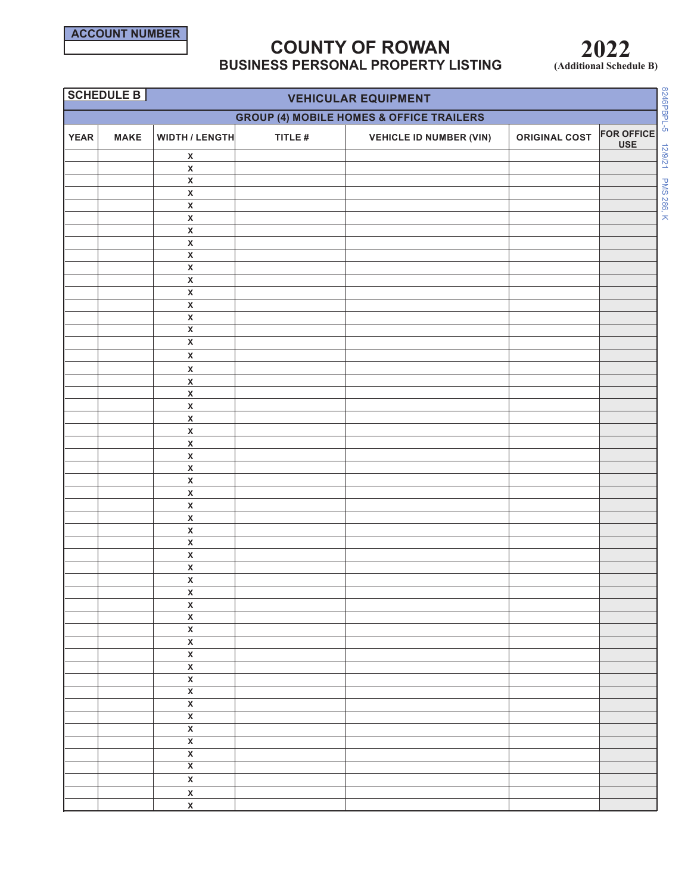**ACCOUNT NUMBER**

# COUNTY OF ROWAN

## BUSINESS PERSONAL PROPERTY LISTING

**2022**
**(Additional Schedule B)**

### SCHEDULE B — VEHICULAR EQUIPMENT

#### GROUP (4) MOBILE HOMES & OFFICE TRAILERS

| YEAR | MAKE | WIDTH / LENGTH | TITLE # | VEHICLE ID NUMBER (VIN) | ORIGINAL COST | FOR OFFICE USE |
|---|---|---|---|---|---|---|
| | | x | | | | |
| | | x | | | | |
| | | x | | | | |
| | | x | | | | |
| | | x | | | | |
| | | x | | | | |
| | | x | | | | |
| | | x | | | | |
| | | x | | | | |
| | | x | | | | |
| | | x | | | | |
| | | x | | | | |
| | | x | | | | |
| | | x | | | | |
| | | x | | | | |
| | | x | | | | |
| | | x | | | | |
| | | x | | | | |
| | | x | | | | |
| | | x | | | | |
| | | x | | | | |
| | | x | | | | |
| | | x | | | | |
| | | x | | | | |
| | | x | | | | |
| | | x | | | | |
| | | x | | | | |
| | | x | | | | |
| | | x | | | | |
| | | x | | | | |
| | | x | | | | |
| | | x | | | | |
| | | x | | | | |
| | | x | | | | |
| | | x | | | | |
| | | x | | | | |
| | | x | | | | |
| | | x | | | | |
| | | x | | | | |
| | | x | | | | |
| | | x | | | | |
| | | x | | | | |
| | | x | | | | |
| | | x | | | | |
| | | x | | | | |
| | | x | | | | |
| | | x | | | | |
| | | x | | | | |
| | | x | | | | |
| | | x | | | | |
| | | x | | | | |
| | | x | | | | |
| | | x | | | | |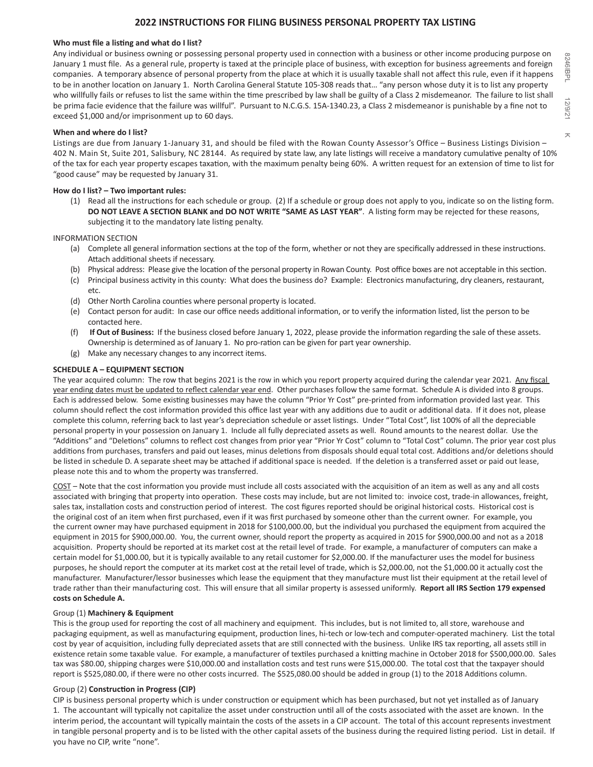# 2022 INSTRUCTIONS FOR FILING BUSINESS PERSONAL PROPERTY TAX LISTING

**Who must file a listing and what do I list?**

Any individual or business owning or possessing personal property used in connection with a business or other income producing purpose on January 1 must file. As a general rule, property is taxed at the principle place of business, with exception for business agreements and foreign companies. A temporary absence of personal property from the place at which it is usually taxable shall not affect this rule, even if it happens to be in another location on January 1. North Carolina General Statute 105-308 reads that… "any person whose duty it is to list any property who willfully fails or refuses to list the same within the time prescribed by law shall be guilty of a Class 2 misdemeanor. The failure to list shall be prima facie evidence that the failure was willful". Pursuant to N.C.G.S. 15A-1340.23, a Class 2 misdemeanor is punishable by a fine not to exceed $1,000 and/or imprisonment up to 60 days.

**When and where do I list?**

Listings are due from January 1-January 31, and should be filed with the Rowan County Assessor's Office – Business Listings Division – 402 N. Main St, Suite 201, Salisbury, NC 28144. As required by state law, any late listings will receive a mandatory cumulative penalty of 10% of the tax for each year property escapes taxation, with the maximum penalty being 60%. A written request for an extension of time to list for "good cause" may be requested by January 31.

**How do I list? – Two important rules:**

(1) Read all the instructions for each schedule or group. (2) If a schedule or group does not apply to you, indicate so on the listing form. **DO NOT LEAVE A SECTION BLANK and DO NOT WRITE "SAME AS LAST YEAR"**. A listing form may be rejected for these reasons, subjecting it to the mandatory late listing penalty.

INFORMATION SECTION

(a) Complete all general information sections at the top of the form, whether or not they are specifically addressed in these instructions. Attach additional sheets if necessary.
(b) Physical address: Please give the location of the personal property in Rowan County. Post office boxes are not acceptable in this section.
(c) Principal business activity in this county: What does the business do? Example: Electronics manufacturing, dry cleaners, restaurant, etc.
(d) Other North Carolina counties where personal property is located.
(e) Contact person for audit: In case our office needs additional information, or to verify the information listed, list the person to be contacted here.
(f) **If Out of Business:** If the business closed before January 1, 2022, please provide the information regarding the sale of these assets. Ownership is determined as of January 1. No pro-ration can be given for part year ownership.
(g) Make any necessary changes to any incorrect items.

**SCHEDULE A – EQUIPMENT SECTION**

The year acquired column: The row that begins 2021 is the row in which you report property acquired during the calendar year 2021. Any fiscal year ending dates must be updated to reflect calendar year end. Other purchases follow the same format. Schedule A is divided into 8 groups. Each is addressed below. Some existing businesses may have the column "Prior Yr Cost" pre-printed from information provided last year. This column should reflect the cost information provided this office last year with any additions due to audit or additional data. If it does not, please complete this column, referring back to last year's depreciation schedule or asset listings. Under "Total Cost", list 100% of all the depreciable personal property in your possession on January 1. Include all fully depreciated assets as well. Round amounts to the nearest dollar. Use the "Additions" and "Deletions" columns to reflect cost changes from prior year "Prior Yr Cost" column to "Total Cost" column. The prior year cost plus additions from purchases, transfers and paid out leases, minus deletions from disposals should equal total cost. Additions and/or deletions should be listed in schedule D. A separate sheet may be attached if additional space is needed. If the deletion is a transferred asset or paid out lease, please note this and to whom the property was transferred.

COST – Note that the cost information you provide must include all costs associated with the acquisition of an item as well as any and all costs associated with bringing that property into operation. These costs may include, but are not limited to: invoice cost, trade-in allowances, freight, sales tax, installation costs and construction period of interest. The cost figures reported should be original historical costs. Historical cost is the original cost of an item when first purchased, even if it was first purchased by someone other than the current owner. For example, you the current owner may have purchased equipment in 2018 for $100,000.00, but the individual you purchased the equipment from acquired the equipment in 2015 for $900,000.00. You, the current owner, should report the property as acquired in 2015 for $900,000.00 and not as a 2018 acquisition. Property should be reported at its market cost at the retail level of trade. For example, a manufacturer of computers can make a certain model for $1,000.00, but it is typically available to any retail customer for $2,000.00. If the manufacturer uses the model for business purposes, he should report the computer at its market cost at the retail level of trade, which is $2,000.00, not the $1,000.00 it actually cost the manufacturer. Manufacturer/lessor businesses which lease the equipment that they manufacture must list their equipment at the retail level of trade rather than their manufacturing cost. This will ensure that all similar property is assessed uniformly. **Report all IRS Section 179 expensed costs on Schedule A.**

Group (1) **Machinery & Equipment**

This is the group used for reporting the cost of all machinery and equipment. This includes, but is not limited to, all store, warehouse and packaging equipment, as well as manufacturing equipment, production lines, hi-tech or low-tech and computer-operated machinery. List the total cost by year of acquisition, including fully depreciated assets that are still connected with the business. Unlike IRS tax reporting, all assets still in existence retain some taxable value. For example, a manufacturer of textiles purchased a knitting machine in October 2018 for $500,000.00. Sales tax was $80.00, shipping charges were $10,000.00 and installation costs and test runs were $15,000.00. The total cost that the taxpayer should report is $525,080.00, if there were no other costs incurred. The $525,080.00 should be added in group (1) to the 2018 Additions column.

Group (2) **Construction in Progress (CIP)**

CIP is business personal property which is under construction or equipment which has been purchased, but not yet installed as of January 1. The accountant will typically not capitalize the asset under construction until all of the costs associated with the asset are known. In the interim period, the accountant will typically maintain the costs of the assets in a CIP account. The total of this account represents investment in tangible personal property and is to be listed with the other capital assets of the business during the required listing period. List in detail. If you have no CIP, write "none".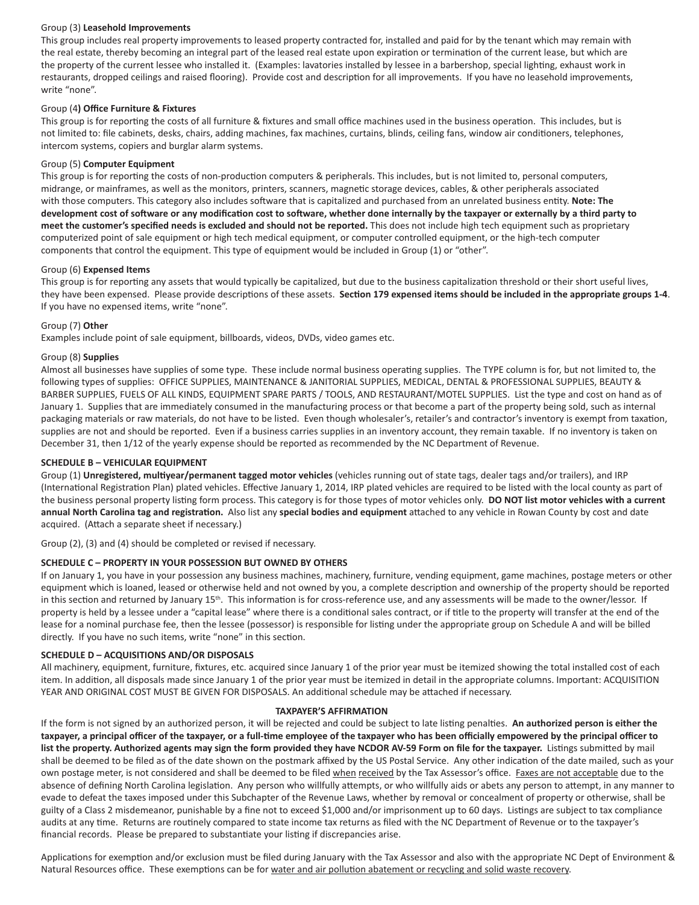Group (3) **Leasehold Improvements**

This group includes real property improvements to leased property contracted for, installed and paid for by the tenant which may remain with the real estate, thereby becoming an integral part of the leased real estate upon expiration or termination of the current lease, but which are the property of the current lessee who installed it. (Examples: lavatories installed by lessee in a barbershop, special lighting, exhaust work in restaurants, dropped ceilings and raised flooring). Provide cost and description for all improvements. If you have no leasehold improvements, write "none".

Group (4**) Office Furniture & Fixtures**

This group is for reporting the costs of all furniture & fixtures and small office machines used in the business operation. This includes, but is not limited to: file cabinets, desks, chairs, adding machines, fax machines, curtains, blinds, ceiling fans, window air conditioners, telephones, intercom systems, copiers and burglar alarm systems.

Group (5) **Computer Equipment**

This group is for reporting the costs of non-production computers & peripherals. This includes, but is not limited to, personal computers, midrange, or mainframes, as well as the monitors, printers, scanners, magnetic storage devices, cables, & other peripherals associated with those computers. This category also includes software that is capitalized and purchased from an unrelated business entity. **Note: The development cost of software or any modification cost to software, whether done internally by the taxpayer or externally by a third party to meet the customer's specified needs is excluded and should not be reported.** This does not include high tech equipment such as proprietary computerized point of sale equipment or high tech medical equipment, or computer controlled equipment, or the high-tech computer components that control the equipment. This type of equipment would be included in Group (1) or "other".

Group (6) **Expensed Items**

This group is for reporting any assets that would typically be capitalized, but due to the business capitalization threshold or their short useful lives, they have been expensed. Please provide descriptions of these assets. **Section 179 expensed items should be included in the appropriate groups 1-4**. If you have no expensed items, write "none".

Group (7) **Other**

Examples include point of sale equipment, billboards, videos, DVDs, video games etc.

Group (8) **Supplies**

Almost all businesses have supplies of some type. These include normal business operating supplies. The TYPE column is for, but not limited to, the following types of supplies: OFFICE SUPPLIES, MAINTENANCE & JANITORIAL SUPPLIES, MEDICAL, DENTAL & PROFESSIONAL SUPPLIES, BEAUTY & BARBER SUPPLIES, FUELS OF ALL KINDS, EQUIPMENT SPARE PARTS / TOOLS, AND RESTAURANT/MOTEL SUPPLIES. List the type and cost on hand as of January 1. Supplies that are immediately consumed in the manufacturing process or that become a part of the property being sold, such as internal packaging materials or raw materials, do not have to be listed. Even though wholesaler's, retailer's and contractor's inventory is exempt from taxation, supplies are not and should be reported. Even if a business carries supplies in an inventory account, they remain taxable. If no inventory is taken on December 31, then 1/12 of the yearly expense should be reported as recommended by the NC Department of Revenue.

**SCHEDULE B – VEHICULAR EQUIPMENT**

Group (1) **Unregistered, multiyear/permanent tagged motor vehicles** (vehicles running out of state tags, dealer tags and/or trailers), and IRP (International Registration Plan) plated vehicles. Effective January 1, 2014, IRP plated vehicles are required to be listed with the local county as part of the business personal property listing form process. This category is for those types of motor vehicles only. **DO NOT list motor vehicles with a current annual North Carolina tag and registration.** Also list any **special bodies and equipment** attached to any vehicle in Rowan County by cost and date acquired. (Attach a separate sheet if necessary.)

Group (2), (3) and (4) should be completed or revised if necessary.

**SCHEDULE C – PROPERTY IN YOUR POSSESSION BUT OWNED BY OTHERS**

If on January 1, you have in your possession any business machines, machinery, furniture, vending equipment, game machines, postage meters or other equipment which is loaned, leased or otherwise held and not owned by you, a complete description and ownership of the property should be reported in this section and returned by January 15th. This information is for cross-reference use, and any assessments will be made to the owner/lessor. If property is held by a lessee under a "capital lease" where there is a conditional sales contract, or if title to the property will transfer at the end of the lease for a nominal purchase fee, then the lessee (possessor) is responsible for listing under the appropriate group on Schedule A and will be billed directly. If you have no such items, write "none" in this section.

**SCHEDULE D – ACQUISITIONS AND/OR DISPOSALS**

All machinery, equipment, furniture, fixtures, etc. acquired since January 1 of the prior year must be itemized showing the total installed cost of each item. In addition, all disposals made since January 1 of the prior year must be itemized in detail in the appropriate columns. Important: ACQUISITION YEAR AND ORIGINAL COST MUST BE GIVEN FOR DISPOSALS. An additional schedule may be attached if necessary.

**TAXPAYER'S AFFIRMATION**

If the form is not signed by an authorized person, it will be rejected and could be subject to late listing penalties. **An authorized person is either the taxpayer, a principal officer of the taxpayer, or a full-time employee of the taxpayer who has been officially empowered by the principal officer to list the property. Authorized agents may sign the form provided they have NCDOR AV-59 Form on file for the taxpayer.** Listings submitted by mail shall be deemed to be filed as of the date shown on the postmark affixed by the US Postal Service. Any other indication of the date mailed, such as your own postage meter, is not considered and shall be deemed to be filed when received by the Tax Assessor's office. Faxes are not acceptable due to the absence of defining North Carolina legislation. Any person who willfully attempts, or who willfully aids or abets any person to attempt, in any manner to evade to defeat the taxes imposed under this Subchapter of the Revenue Laws, whether by removal or concealment of property or otherwise, shall be guilty of a Class 2 misdemeanor, punishable by a fine not to exceed $1,000 and/or imprisonment up to 60 days. Listings are subject to tax compliance audits at any time. Returns are routinely compared to state income tax returns as filed with the NC Department of Revenue or to the taxpayer's financial records. Please be prepared to substantiate your listing if discrepancies arise.

Applications for exemption and/or exclusion must be filed during January with the Tax Assessor and also with the appropriate NC Dept of Environment & Natural Resources office. These exemptions can be for water and air pollution abatement or recycling and solid waste recovery.